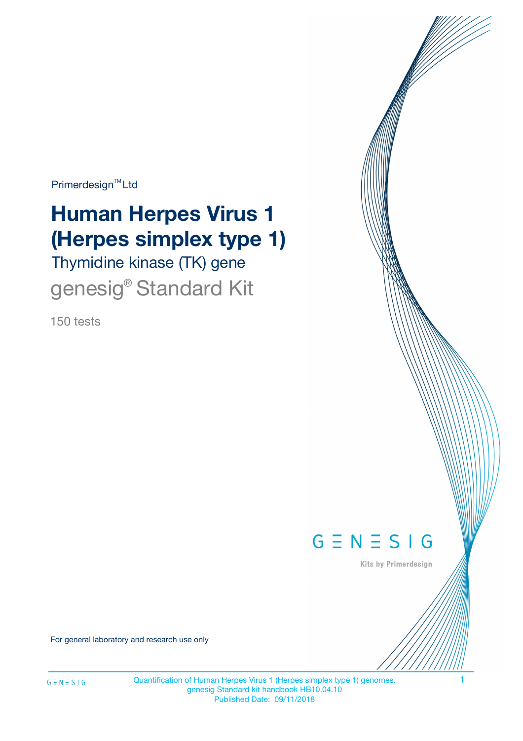Primerdesign™ Ltd

# Human Herpes Virus 1 (Herpes simplex type 1)

## Thymidine kinase (TK) gene

## genesig® Standard Kit

150 tests

GENESIG

Kits by Primerdesign

For general laboratory and research use only

Quantification of Human Herpes Virus 1 (Herpes simplex type 1) genomes.
genesig Standard kit handbook HB10.04.10
Published Date: 09/11/2018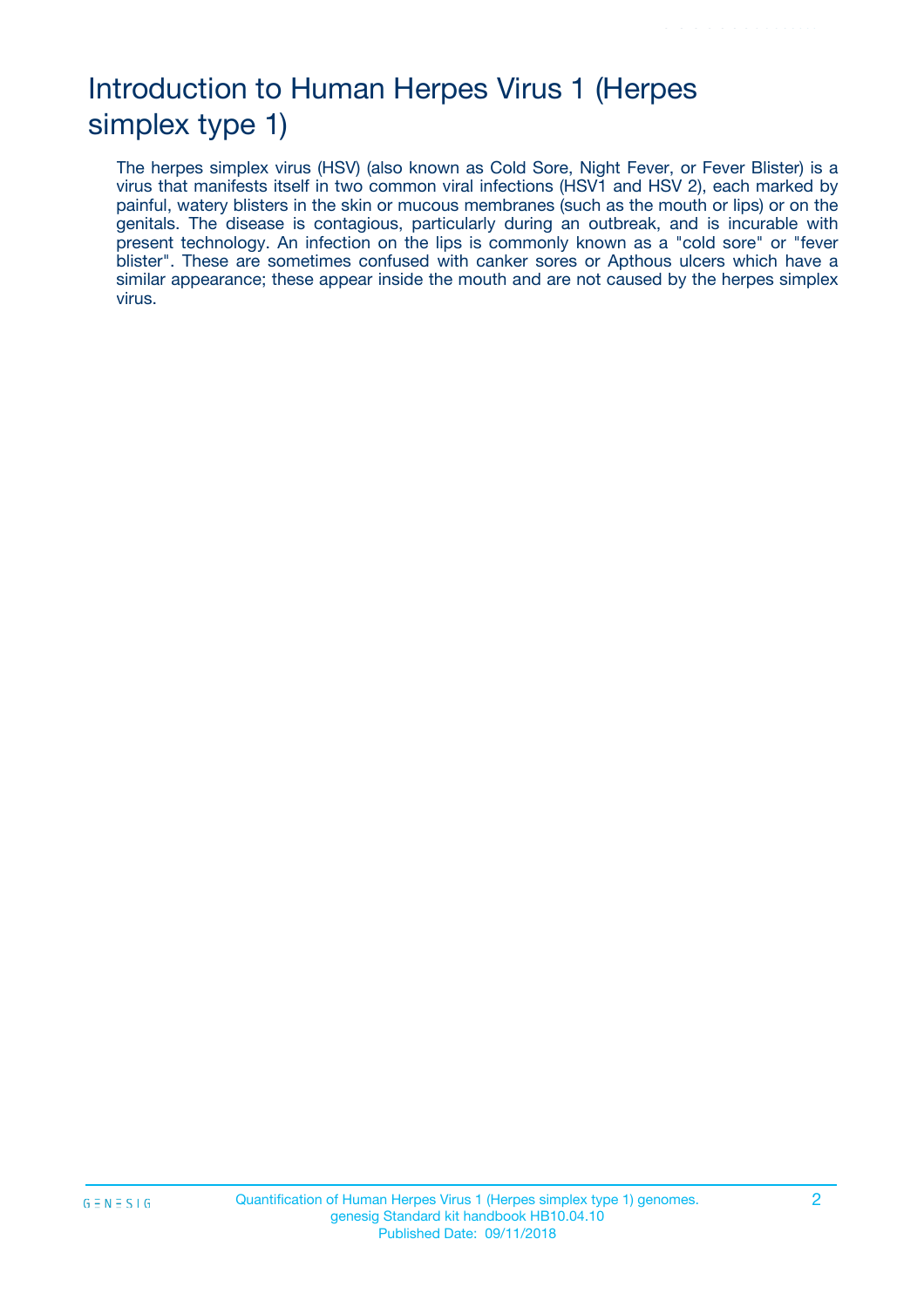# Introduction to Human Herpes Virus 1 (Herpes simplex type 1)

The herpes simplex virus (HSV) (also known as Cold Sore, Night Fever, or Fever Blister) is a virus that manifests itself in two common viral infections (HSV1 and HSV 2), each marked by painful, watery blisters in the skin or mucous membranes (such as the mouth or lips) or on the genitals. The disease is contagious, particularly during an outbreak, and is incurable with present technology. An infection on the lips is commonly known as a "cold sore" or "fever blister". These are sometimes confused with canker sores or Apthous ulcers which have a similar appearance; these appear inside the mouth and are not caused by the herpes simplex virus.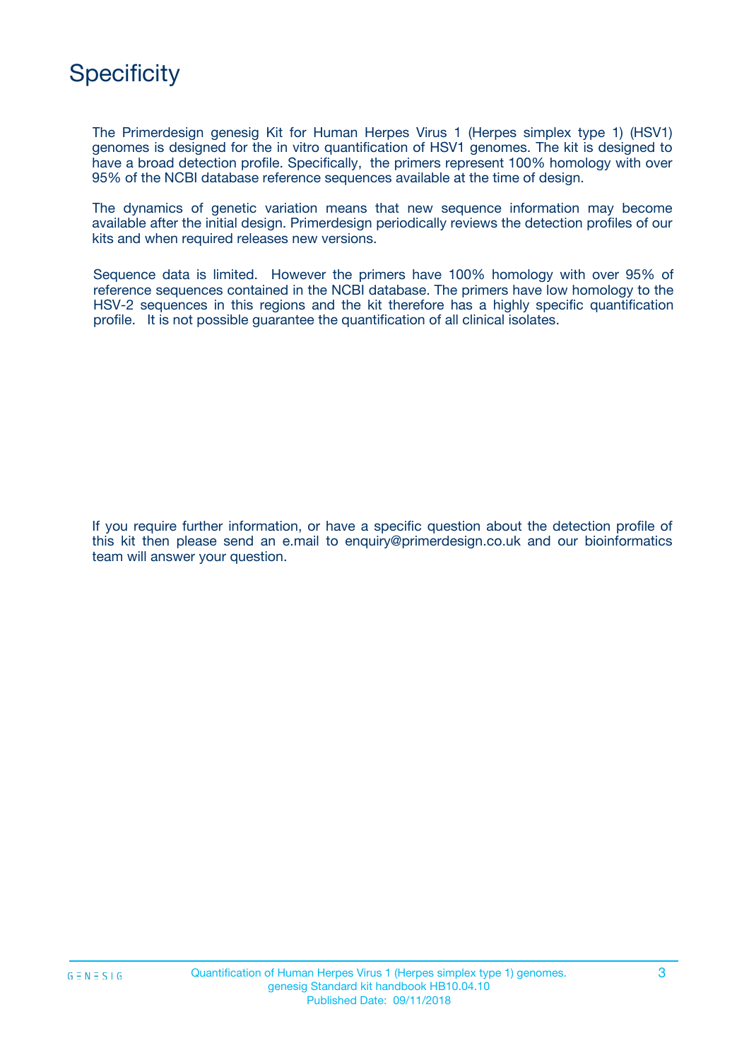# Specificity

The Primerdesign genesig Kit for Human Herpes Virus 1 (Herpes simplex type 1) (HSV1) genomes is designed for the in vitro quantification of HSV1 genomes. The kit is designed to have a broad detection profile. Specifically, the primers represent 100% homology with over 95% of the NCBI database reference sequences available at the time of design.

The dynamics of genetic variation means that new sequence information may become available after the initial design. Primerdesign periodically reviews the detection profiles of our kits and when required releases new versions.

Sequence data is limited. However the primers have 100% homology with over 95% of reference sequences contained in the NCBI database. The primers have low homology to the HSV-2 sequences in this regions and the kit therefore has a highly specific quantification profile. It is not possible guarantee the quantification of all clinical isolates.

If you require further information, or have a specific question about the detection profile of this kit then please send an e.mail to enquiry@primerdesign.co.uk and our bioinformatics team will answer your question.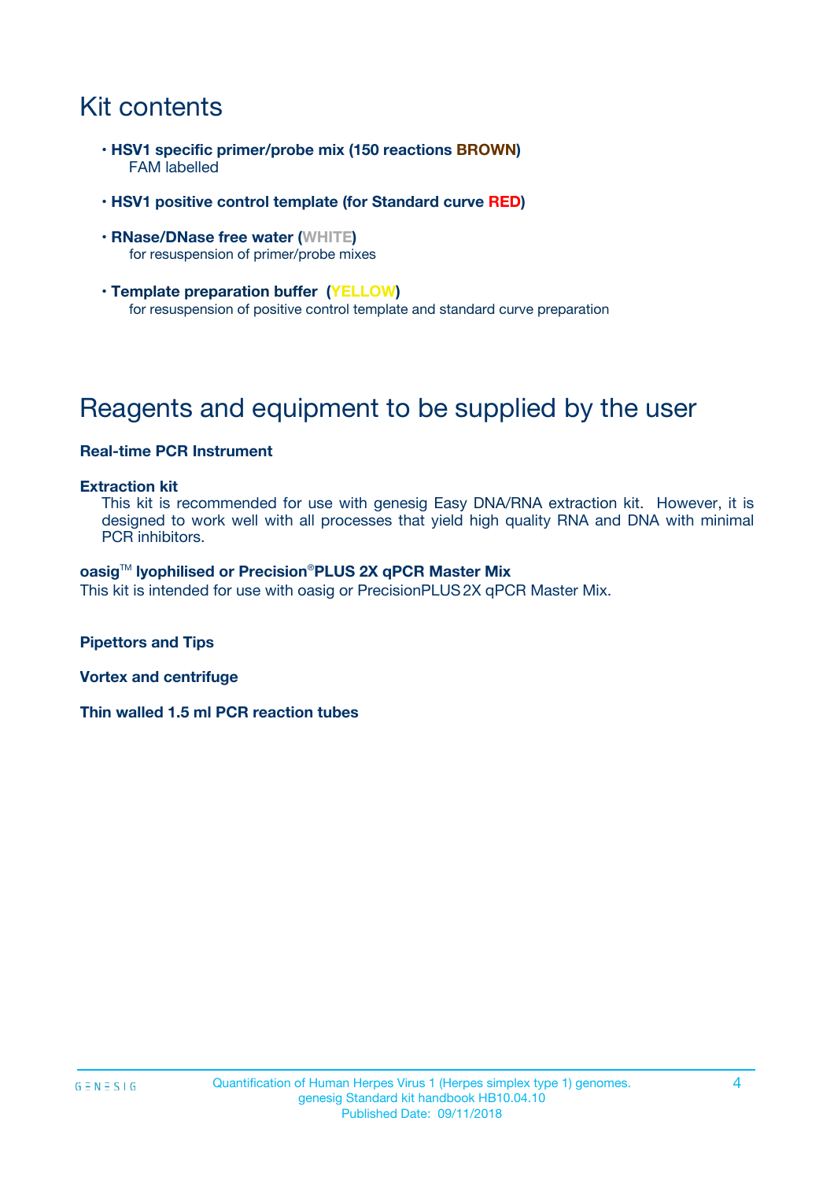# Kit contents

- **HSV1 specific primer/probe mix (150 reactions BROWN)**
  FAM labelled
- **HSV1 positive control template (for Standard curve RED)**
- **RNase/DNase free water (WHITE)**
  for resuspension of primer/probe mixes
- **Template preparation buffer (YELLOW)**
  for resuspension of positive control template and standard curve preparation

# Reagents and equipment to be supplied by the user

**Real-time PCR Instrument**

**Extraction kit**

This kit is recommended for use with genesig Easy DNA/RNA extraction kit. However, it is designed to work well with all processes that yield high quality RNA and DNA with minimal PCR inhibitors.

**oasig™ lyophilised or Precision®PLUS 2X qPCR Master Mix**

This kit is intended for use with oasig or PrecisionPLUS 2X qPCR Master Mix.

**Pipettors and Tips**

**Vortex and centrifuge**

**Thin walled 1.5 ml PCR reaction tubes**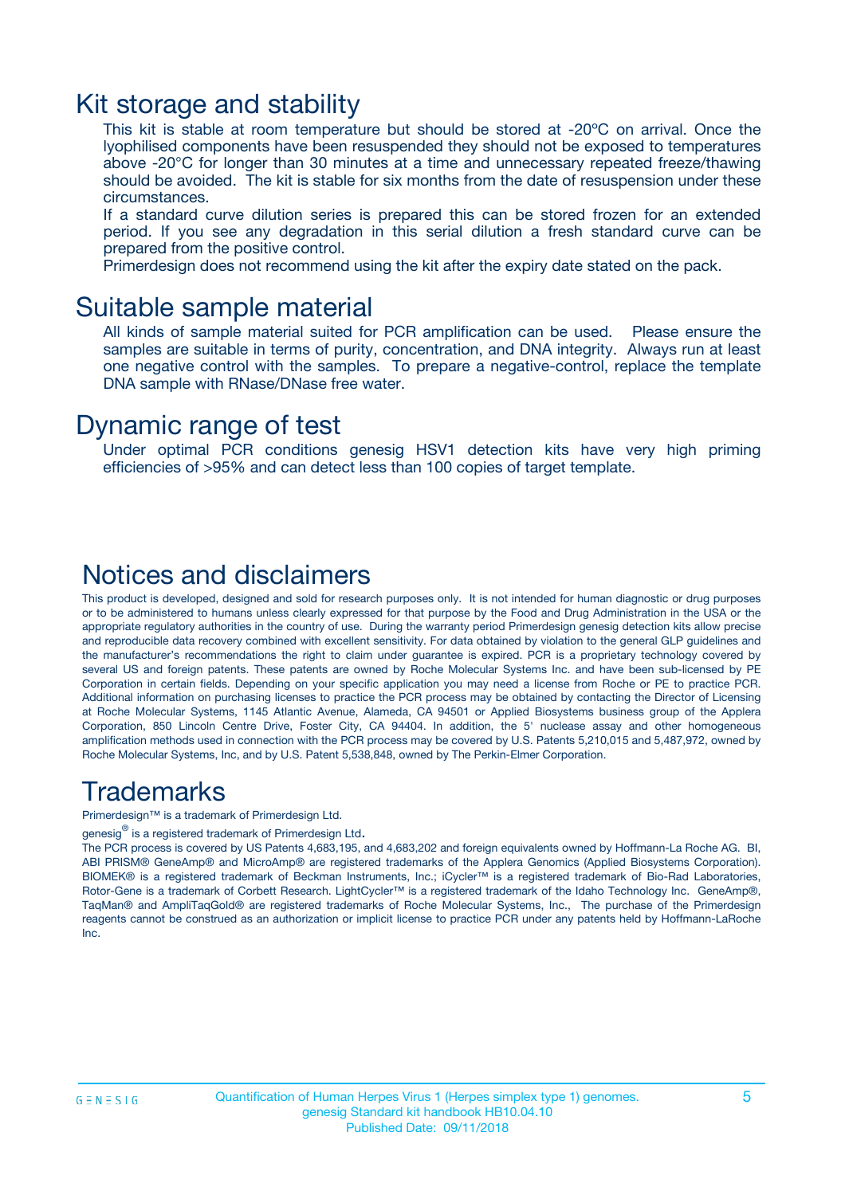# Kit storage and stability

This kit is stable at room temperature but should be stored at -20ºC on arrival. Once the lyophilised components have been resuspended they should not be exposed to temperatures above -20°C for longer than 30 minutes at a time and unnecessary repeated freeze/thawing should be avoided. The kit is stable for six months from the date of resuspension under these circumstances.

If a standard curve dilution series is prepared this can be stored frozen for an extended period. If you see any degradation in this serial dilution a fresh standard curve can be prepared from the positive control.

Primerdesign does not recommend using the kit after the expiry date stated on the pack.

# Suitable sample material

All kinds of sample material suited for PCR amplification can be used. Please ensure the samples are suitable in terms of purity, concentration, and DNA integrity. Always run at least one negative control with the samples. To prepare a negative-control, replace the template DNA sample with RNase/DNase free water.

# Dynamic range of test

Under optimal PCR conditions genesig HSV1 detection kits have very high priming efficiencies of >95% and can detect less than 100 copies of target template.

# Notices and disclaimers

This product is developed, designed and sold for research purposes only. It is not intended for human diagnostic or drug purposes or to be administered to humans unless clearly expressed for that purpose by the Food and Drug Administration in the USA or the appropriate regulatory authorities in the country of use. During the warranty period Primerdesign genesig detection kits allow precise and reproducible data recovery combined with excellent sensitivity. For data obtained by violation to the general GLP guidelines and the manufacturer's recommendations the right to claim under guarantee is expired. PCR is a proprietary technology covered by several US and foreign patents. These patents are owned by Roche Molecular Systems Inc. and have been sub-licensed by PE Corporation in certain fields. Depending on your specific application you may need a license from Roche or PE to practice PCR. Additional information on purchasing licenses to practice the PCR process may be obtained by contacting the Director of Licensing at Roche Molecular Systems, 1145 Atlantic Avenue, Alameda, CA 94501 or Applied Biosystems business group of the Applera Corporation, 850 Lincoln Centre Drive, Foster City, CA 94404. In addition, the 5' nuclease assay and other homogeneous amplification methods used in connection with the PCR process may be covered by U.S. Patents 5,210,015 and 5,487,972, owned by Roche Molecular Systems, Inc, and by U.S. Patent 5,538,848, owned by The Perkin-Elmer Corporation.

# Trademarks

Primerdesign™ is a trademark of Primerdesign Ltd.

genesig® is a registered trademark of Primerdesign Ltd.

The PCR process is covered by US Patents 4,683,195, and 4,683,202 and foreign equivalents owned by Hoffmann-La Roche AG. BI, ABI PRISM® GeneAmp® and MicroAmp® are registered trademarks of the Applera Genomics (Applied Biosystems Corporation). BIOMEK® is a registered trademark of Beckman Instruments, Inc.; iCycler™ is a registered trademark of Bio-Rad Laboratories, Rotor-Gene is a trademark of Corbett Research. LightCycler™ is a registered trademark of the Idaho Technology Inc. GeneAmp®, TaqMan® and AmpliTaqGold® are registered trademarks of Roche Molecular Systems, Inc., The purchase of the Primerdesign reagents cannot be construed as an authorization or implicit license to practice PCR under any patents held by Hoffmann-LaRoche Inc.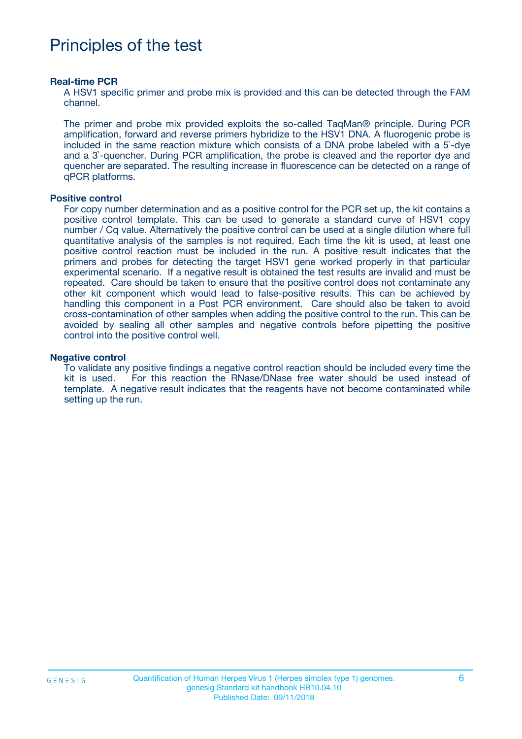# Principles of the test

**Real-time PCR**

A HSV1 specific primer and probe mix is provided and this can be detected through the FAM channel.

The primer and probe mix provided exploits the so-called TaqMan® principle. During PCR amplification, forward and reverse primers hybridize to the HSV1 DNA. A fluorogenic probe is included in the same reaction mixture which consists of a DNA probe labeled with a 5`-dye and a 3`-quencher. During PCR amplification, the probe is cleaved and the reporter dye and quencher are separated. The resulting increase in fluorescence can be detected on a range of qPCR platforms.

**Positive control**

For copy number determination and as a positive control for the PCR set up, the kit contains a positive control template. This can be used to generate a standard curve of HSV1 copy number / Cq value. Alternatively the positive control can be used at a single dilution where full quantitative analysis of the samples is not required. Each time the kit is used, at least one positive control reaction must be included in the run. A positive result indicates that the primers and probes for detecting the target HSV1 gene worked properly in that particular experimental scenario. If a negative result is obtained the test results are invalid and must be repeated. Care should be taken to ensure that the positive control does not contaminate any other kit component which would lead to false-positive results. This can be achieved by handling this component in a Post PCR environment. Care should also be taken to avoid cross-contamination of other samples when adding the positive control to the run. This can be avoided by sealing all other samples and negative controls before pipetting the positive control into the positive control well.

**Negative control**

To validate any positive findings a negative control reaction should be included every time the kit is used. For this reaction the RNase/DNase free water should be used instead of template. A negative result indicates that the reagents have not become contaminated while setting up the run.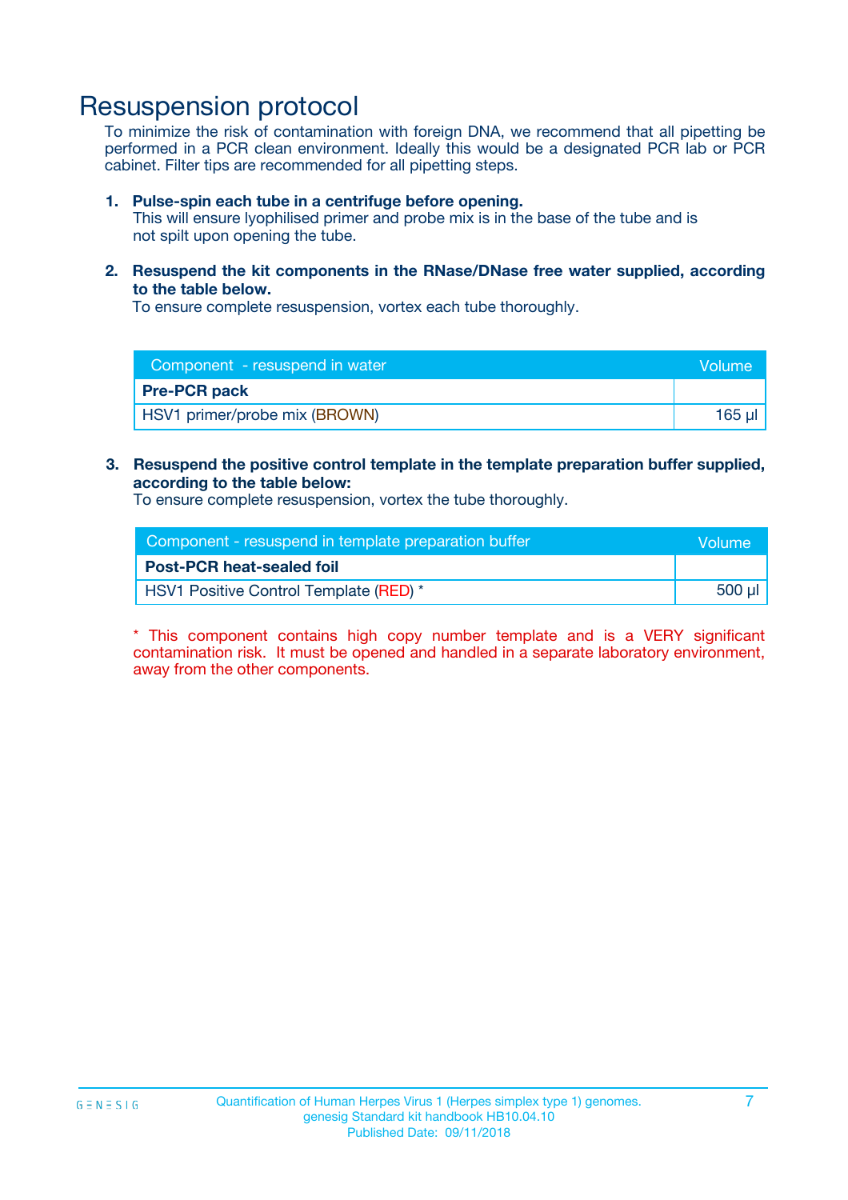# Resuspension protocol

To minimize the risk of contamination with foreign DNA, we recommend that all pipetting be performed in a PCR clean environment. Ideally this would be a designated PCR lab or PCR cabinet. Filter tips are recommended for all pipetting steps.

1. **Pulse-spin each tube in a centrifuge before opening.**
   This will ensure lyophilised primer and probe mix is in the base of the tube and is not spilt upon opening the tube.

2. **Resuspend the kit components in the RNase/DNase free water supplied, according to the table below.**
   To ensure complete resuspension, vortex each tube thoroughly.

| Component - resuspend in water | Volume |
|---|---|
| **Pre-PCR pack** | |
| HSV1 primer/probe mix (BROWN) | 165 µl |

3. **Resuspend the positive control template in the template preparation buffer supplied, according to the table below:**
   To ensure complete resuspension, vortex the tube thoroughly.

| Component - resuspend in template preparation buffer | Volume |
|---|---|
| **Post-PCR heat-sealed foil** | |
| HSV1 Positive Control Template (RED) * | 500 µl |

* This component contains high copy number template and is a VERY significant contamination risk. It must be opened and handled in a separate laboratory environment, away from the other components.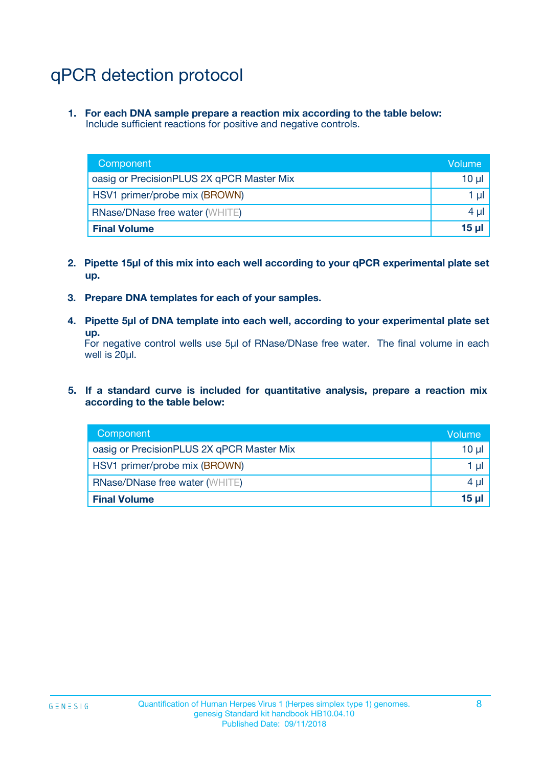# qPCR detection protocol

1. **For each DNA sample prepare a reaction mix according to the table below:**
   Include sufficient reactions for positive and negative controls.

| Component | Volume |
|---|---|
| oasig or PrecisionPLUS 2X qPCR Master Mix | 10 µl |
| HSV1 primer/probe mix (BROWN) | 1 µl |
| RNase/DNase free water (WHITE) | 4 µl |
| **Final Volume** | **15 µl** |

2. **Pipette 15µl of this mix into each well according to your qPCR experimental plate set up.**

3. **Prepare DNA templates for each of your samples.**

4. **Pipette 5µl of DNA template into each well, according to your experimental plate set up.**
   For negative control wells use 5µl of RNase/DNase free water. The final volume in each well is 20µl.

5. **If a standard curve is included for quantitative analysis, prepare a reaction mix according to the table below:**

| Component | Volume |
|---|---|
| oasig or PrecisionPLUS 2X qPCR Master Mix | 10 µl |
| HSV1 primer/probe mix (BROWN) | 1 µl |
| RNase/DNase free water (WHITE) | 4 µl |
| **Final Volume** | **15 µl** |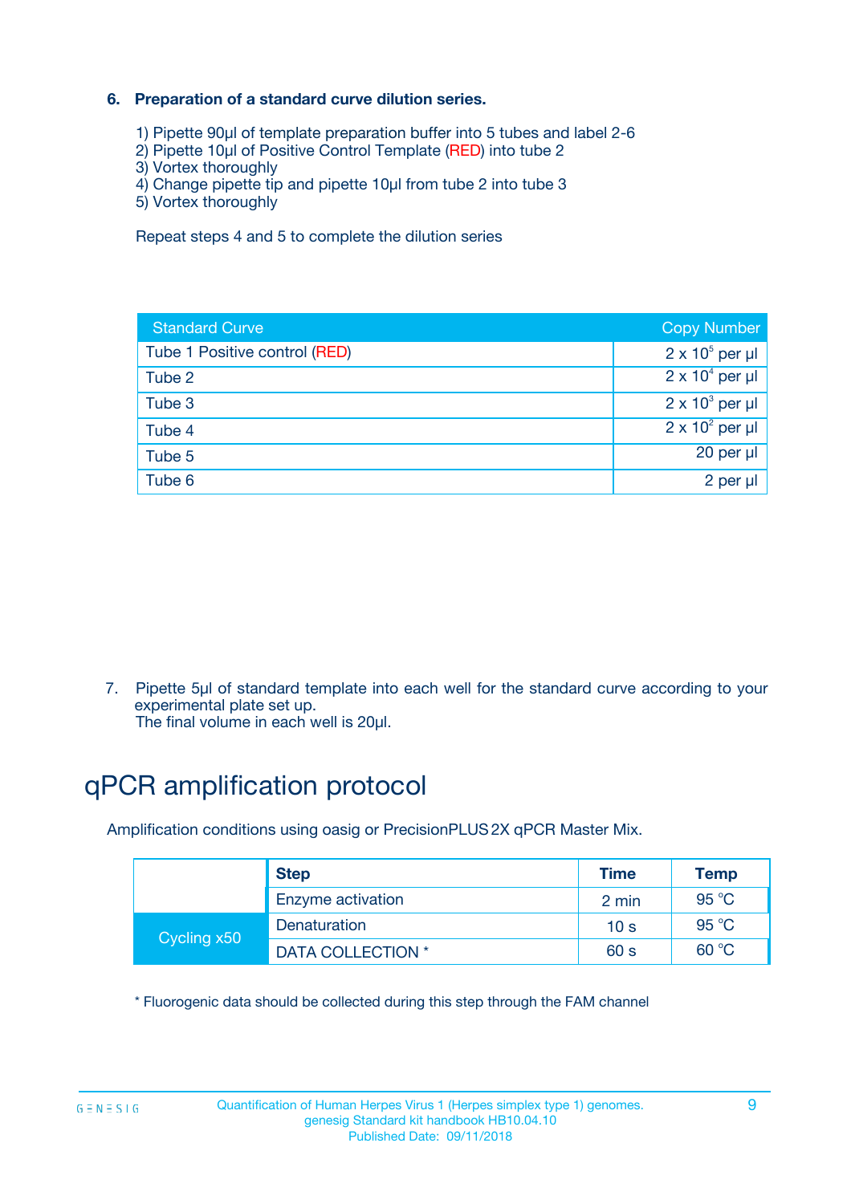### 6. Preparation of a standard curve dilution series.

1) Pipette 90µl of template preparation buffer into 5 tubes and label 2-6
2) Pipette 10µl of Positive Control Template (RED) into tube 2
3) Vortex thoroughly
4) Change pipette tip and pipette 10µl from tube 2 into tube 3
5) Vortex thoroughly

Repeat steps 4 and 5 to complete the dilution series

| Standard Curve | Copy Number |
|---|---|
| Tube 1 Positive control (RED) | $2 \times 10^5$ per µl |
| Tube 2 | $2 \times 10^4$ per µl |
| Tube 3 | $2 \times 10^3$ per µl |
| Tube 4 | $2 \times 10^2$ per µl |
| Tube 5 | 20 per µl |
| Tube 6 | 2 per µl |

7. Pipette 5µl of standard template into each well for the standard curve according to your experimental plate set up.
   The final volume in each well is 20µl.

# qPCR amplification protocol

Amplification conditions using oasig or PrecisionPLUS 2X qPCR Master Mix.

| | Step | Time | Temp |
|---|---|---|---|
| | Enzyme activation | 2 min | 95 °C |
| Cycling x50 | Denaturation | 10 s | 95 °C |
| | DATA COLLECTION * | 60 s | 60 °C |

* Fluorogenic data should be collected during this step through the FAM channel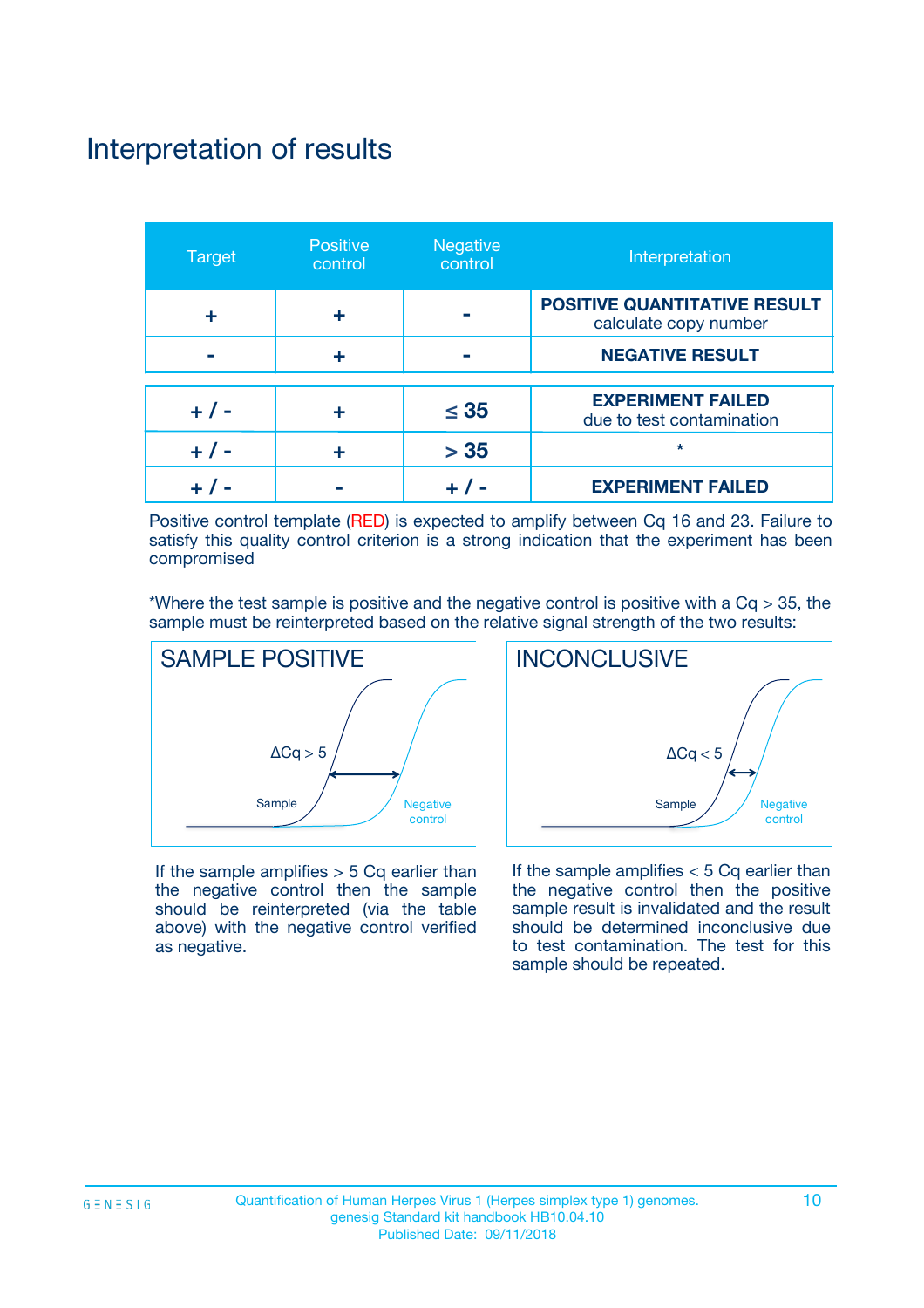# Interpretation of results

| Target | Positive control | Negative control | Interpretation |
|---|---|---|---|
| + | + | - | **POSITIVE QUANTITATIVE RESULT** calculate copy number |
| - | + | - | **NEGATIVE RESULT** |
| + / - | + | ≤ 35 | **EXPERIMENT FAILED** due to test contamination |
| + / - | + | > 35 | * |
| + / - | - | + / - | **EXPERIMENT FAILED** |

Positive control template (RED) is expected to amplify between Cq 16 and 23. Failure to satisfy this quality control criterion is a strong indication that the experiment has been compromised

*Where the test sample is positive and the negative control is positive with a Cq > 35, the sample must be reinterpreted based on the relative signal strength of the two results:

SAMPLE POSITIVE

ΔCq > 5

Sample

Negative control

If the sample amplifies > 5 Cq earlier than the negative control then the sample should be reinterpreted (via the table above) with the negative control verified as negative.

INCONCLUSIVE

ΔCq < 5

Sample

Negative control

If the sample amplifies < 5 Cq earlier than the negative control then the positive sample result is invalidated and the result should be determined inconclusive due to test contamination. The test for this sample should be repeated.